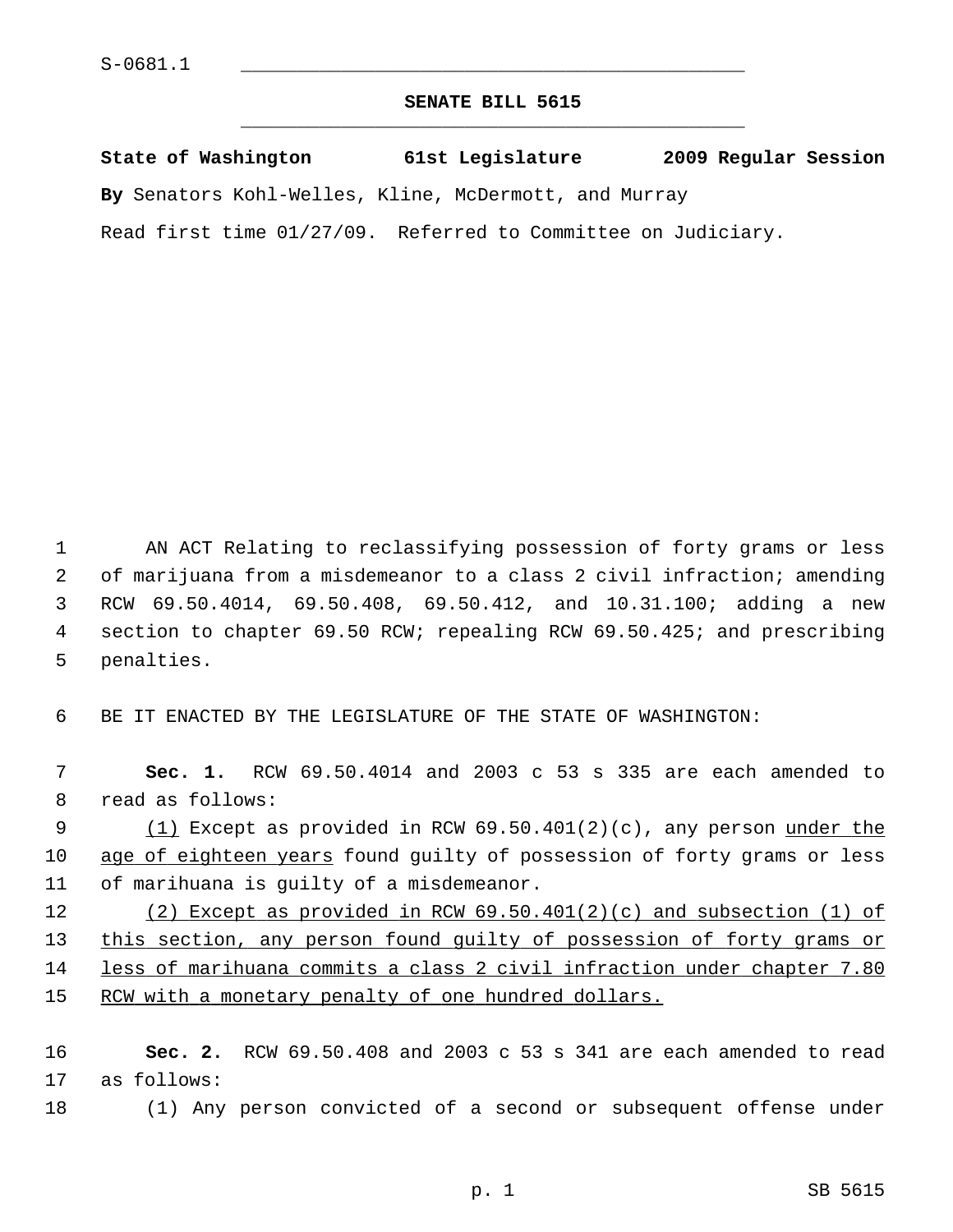S-0681.1

**SENATE BILL 5615**

**State of Washington 61st Legislature 2009 Regular Session**

**By** Senators Kohl-Welles, Kline, McDermott, and Murray

Read first time 01/27/09. Referred to Committee on Judiciary.

AN ACT Relating to reclassifying possession of forty grams or less of marijuana from a misdemeanor to a class 2 civil infraction; amending RCW 69.50.4014, 69.50.408, 69.50.412, and 10.31.100; adding a new section to chapter 69.50 RCW; repealing RCW 69.50.425; and prescribing penalties.

BE IT ENACTED BY THE LEGISLATURE OF THE STATE OF WASHINGTON:

**Sec. 1.** RCW 69.50.4014 and 2003 c 53 s 335 are each amended to read as follows:

<u>(1)</u> Except as provided in RCW 69.50.401(2)(c), any person <u>under the age of eighteen years</u> found guilty of possession of forty grams or less of marihuana is guilty of a misdemeanor.

<u>(2) Except as provided in RCW 69.50.401(2)(c) and subsection (1) of this section, any person found guilty of possession of forty grams or less of marihuana commits a class 2 civil infraction under chapter 7.80 RCW with a monetary penalty of one hundred dollars.</u>

**Sec. 2.** RCW 69.50.408 and 2003 c 53 s 341 are each amended to read as follows:

(1) Any person convicted of a second or subsequent offense under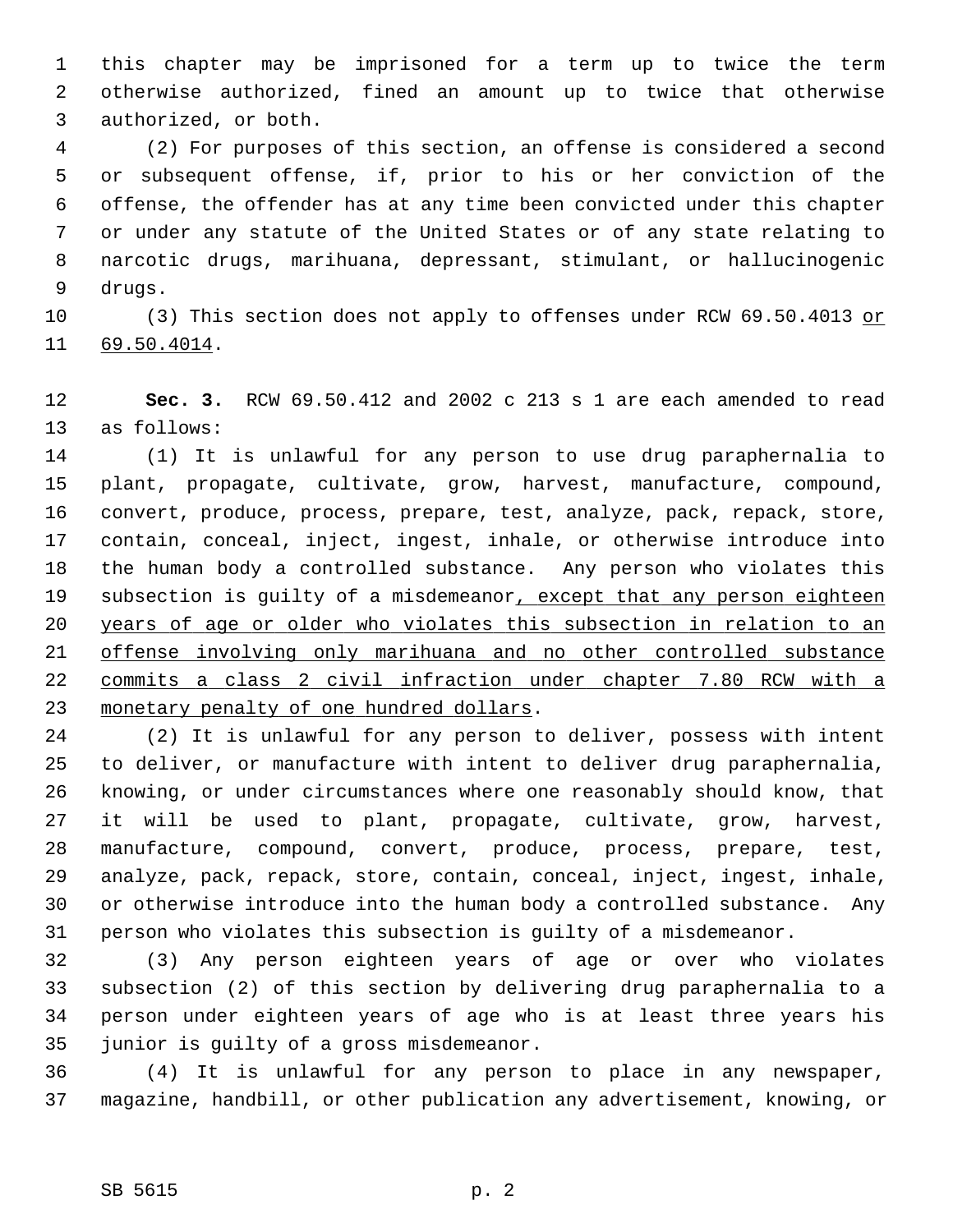this chapter may be imprisoned for a term up to twice the term otherwise authorized, fined an amount up to twice that otherwise authorized, or both.

(2) For purposes of this section, an offense is considered a second or subsequent offense, if, prior to his or her conviction of the offense, the offender has at any time been convicted under this chapter or under any statute of the United States or of any state relating to narcotic drugs, marihuana, depressant, stimulant, or hallucinogenic drugs.

(3) This section does not apply to offenses under RCW 69.50.4013 <u>or 69.50.4014</u>.

**Sec. 3.** RCW 69.50.412 and 2002 c 213 s 1 are each amended to read as follows:

(1) It is unlawful for any person to use drug paraphernalia to plant, propagate, cultivate, grow, harvest, manufacture, compound, convert, produce, process, prepare, test, analyze, pack, repack, store, contain, conceal, inject, ingest, inhale, or otherwise introduce into the human body a controlled substance. Any person who violates this subsection is guilty of a misdemeanor<u>, except that any person eighteen years of age or older who violates this subsection in relation to an offense involving only marihuana and no other controlled substance commits a class 2 civil infraction under chapter 7.80 RCW with a monetary penalty of one hundred dollars</u>.

(2) It is unlawful for any person to deliver, possess with intent to deliver, or manufacture with intent to deliver drug paraphernalia, knowing, or under circumstances where one reasonably should know, that it will be used to plant, propagate, cultivate, grow, harvest, manufacture, compound, convert, produce, process, prepare, test, analyze, pack, repack, store, contain, conceal, inject, ingest, inhale, or otherwise introduce into the human body a controlled substance. Any person who violates this subsection is guilty of a misdemeanor.

(3) Any person eighteen years of age or over who violates subsection (2) of this section by delivering drug paraphernalia to a person under eighteen years of age who is at least three years his junior is guilty of a gross misdemeanor.

(4) It is unlawful for any person to place in any newspaper, magazine, handbill, or other publication any advertisement, knowing, or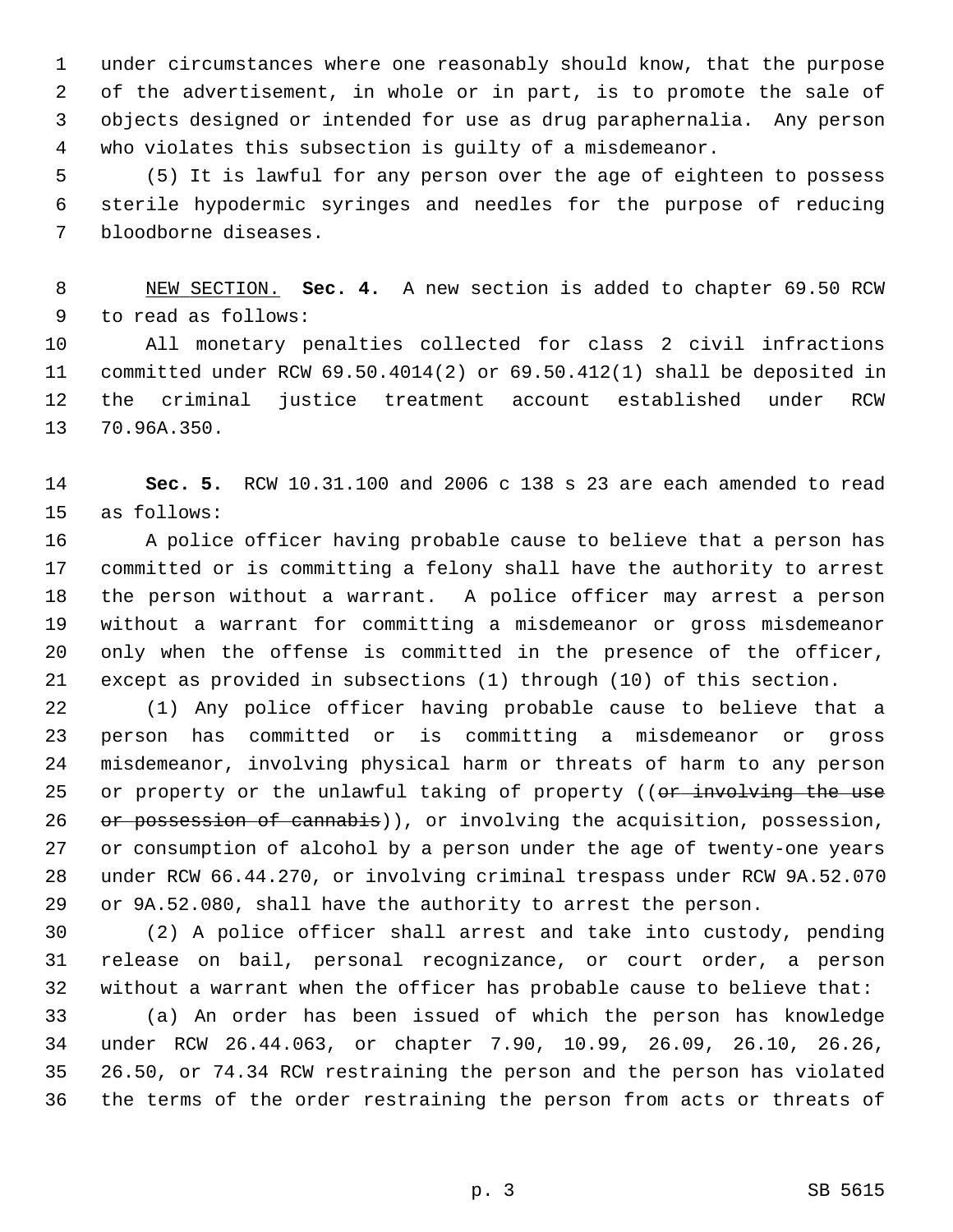under circumstances where one reasonably should know, that the purpose of the advertisement, in whole or in part, is to promote the sale of objects designed or intended for use as drug paraphernalia. Any person who violates this subsection is guilty of a misdemeanor.

(5) It is lawful for any person over the age of eighteen to possess sterile hypodermic syringes and needles for the purpose of reducing bloodborne diseases.

NEW SECTION. **Sec. 4.** A new section is added to chapter 69.50 RCW to read as follows:

All monetary penalties collected for class 2 civil infractions committed under RCW 69.50.4014(2) or 69.50.412(1) shall be deposited in the criminal justice treatment account established under RCW 70.96A.350.

**Sec. 5.** RCW 10.31.100 and 2006 c 138 s 23 are each amended to read as follows:

A police officer having probable cause to believe that a person has committed or is committing a felony shall have the authority to arrest the person without a warrant. A police officer may arrest a person without a warrant for committing a misdemeanor or gross misdemeanor only when the offense is committed in the presence of the officer, except as provided in subsections (1) through (10) of this section.

(1) Any police officer having probable cause to believe that a person has committed or is committing a misdemeanor or gross misdemeanor, involving physical harm or threats of harm to any person or property or the unlawful taking of property ((~~or involving the use or possession of cannabis~~)), or involving the acquisition, possession, or consumption of alcohol by a person under the age of twenty-one years under RCW 66.44.270, or involving criminal trespass under RCW 9A.52.070 or 9A.52.080, shall have the authority to arrest the person.

(2) A police officer shall arrest and take into custody, pending release on bail, personal recognizance, or court order, a person without a warrant when the officer has probable cause to believe that:

(a) An order has been issued of which the person has knowledge under RCW 26.44.063, or chapter 7.90, 10.99, 26.09, 26.10, 26.26, 26.50, or 74.34 RCW restraining the person and the person has violated the terms of the order restraining the person from acts or threats of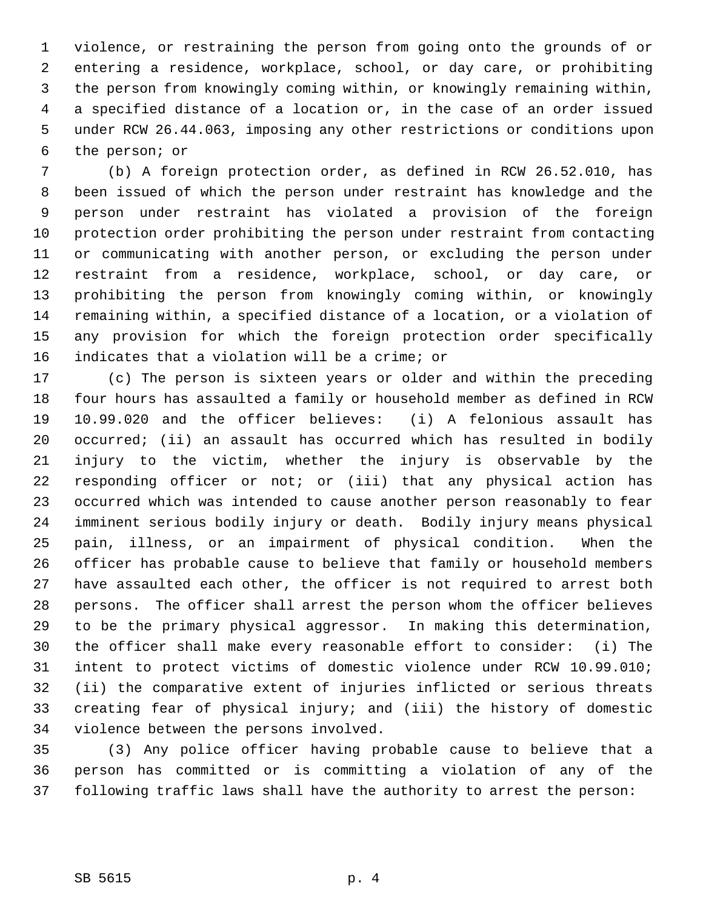violence, or restraining the person from going onto the grounds of or entering a residence, workplace, school, or day care, or prohibiting the person from knowingly coming within, or knowingly remaining within, a specified distance of a location or, in the case of an order issued under RCW 26.44.063, imposing any other restrictions or conditions upon the person; or

(b) A foreign protection order, as defined in RCW 26.52.010, has been issued of which the person under restraint has knowledge and the person under restraint has violated a provision of the foreign protection order prohibiting the person under restraint from contacting or communicating with another person, or excluding the person under restraint from a residence, workplace, school, or day care, or prohibiting the person from knowingly coming within, or knowingly remaining within, a specified distance of a location, or a violation of any provision for which the foreign protection order specifically indicates that a violation will be a crime; or

(c) The person is sixteen years or older and within the preceding four hours has assaulted a family or household member as defined in RCW 10.99.020 and the officer believes: (i) A felonious assault has occurred; (ii) an assault has occurred which has resulted in bodily injury to the victim, whether the injury is observable by the responding officer or not; or (iii) that any physical action has occurred which was intended to cause another person reasonably to fear imminent serious bodily injury or death. Bodily injury means physical pain, illness, or an impairment of physical condition. When the officer has probable cause to believe that family or household members have assaulted each other, the officer is not required to arrest both persons. The officer shall arrest the person whom the officer believes to be the primary physical aggressor. In making this determination, the officer shall make every reasonable effort to consider: (i) The intent to protect victims of domestic violence under RCW 10.99.010; (ii) the comparative extent of injuries inflicted or serious threats creating fear of physical injury; and (iii) the history of domestic violence between the persons involved.

(3) Any police officer having probable cause to believe that a person has committed or is committing a violation of any of the following traffic laws shall have the authority to arrest the person: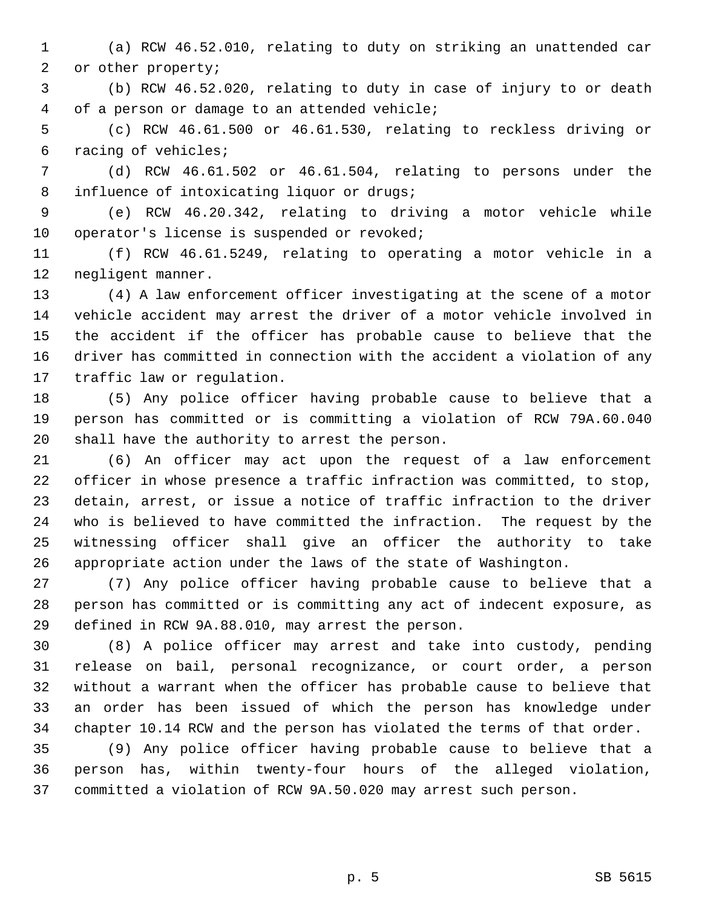(a) RCW 46.52.010, relating to duty on striking an unattended car or other property;

(b) RCW 46.52.020, relating to duty in case of injury to or death of a person or damage to an attended vehicle;

(c) RCW 46.61.500 or 46.61.530, relating to reckless driving or racing of vehicles;

(d) RCW 46.61.502 or 46.61.504, relating to persons under the influence of intoxicating liquor or drugs;

(e) RCW 46.20.342, relating to driving a motor vehicle while operator's license is suspended or revoked;

(f) RCW 46.61.5249, relating to operating a motor vehicle in a negligent manner.

(4) A law enforcement officer investigating at the scene of a motor vehicle accident may arrest the driver of a motor vehicle involved in the accident if the officer has probable cause to believe that the driver has committed in connection with the accident a violation of any traffic law or regulation.

(5) Any police officer having probable cause to believe that a person has committed or is committing a violation of RCW 79A.60.040 shall have the authority to arrest the person.

(6) An officer may act upon the request of a law enforcement officer in whose presence a traffic infraction was committed, to stop, detain, arrest, or issue a notice of traffic infraction to the driver who is believed to have committed the infraction. The request by the witnessing officer shall give an officer the authority to take appropriate action under the laws of the state of Washington.

(7) Any police officer having probable cause to believe that a person has committed or is committing any act of indecent exposure, as defined in RCW 9A.88.010, may arrest the person.

(8) A police officer may arrest and take into custody, pending release on bail, personal recognizance, or court order, a person without a warrant when the officer has probable cause to believe that an order has been issued of which the person has knowledge under chapter 10.14 RCW and the person has violated the terms of that order.

(9) Any police officer having probable cause to believe that a person has, within twenty-four hours of the alleged violation, committed a violation of RCW 9A.50.020 may arrest such person.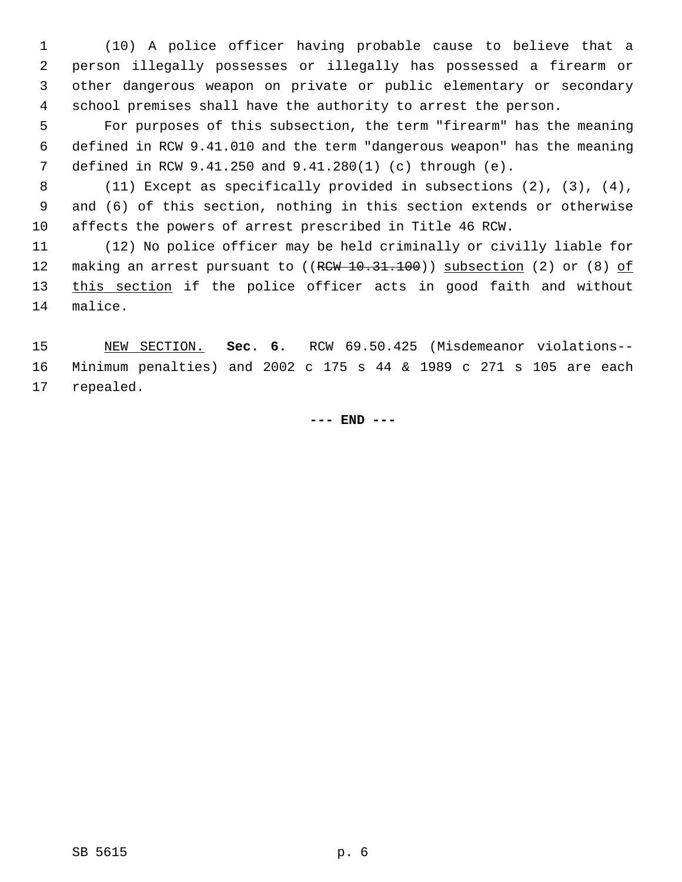(10) A police officer having probable cause to believe that a person illegally possesses or illegally has possessed a firearm or other dangerous weapon on private or public elementary or secondary school premises shall have the authority to arrest the person.

For purposes of this subsection, the term "firearm" has the meaning defined in RCW 9.41.010 and the term "dangerous weapon" has the meaning defined in RCW 9.41.250 and 9.41.280(1) (c) through (e).

(11) Except as specifically provided in subsections (2), (3), (4), and (6) of this section, nothing in this section extends or otherwise affects the powers of arrest prescribed in Title 46 RCW.

(12) No police officer may be held criminally or civilly liable for making an arrest pursuant to ((~~RCW 10.31.100~~)) <u>subsection</u> (2) or (8) <u>of this section</u> if the police officer acts in good faith and without malice.

<u>NEW SECTION.</u> **Sec. 6.** RCW 69.50.425 (Misdemeanor violations--Minimum penalties) and 2002 c 175 s 44 & 1989 c 271 s 105 are each repealed.

**--- END ---**